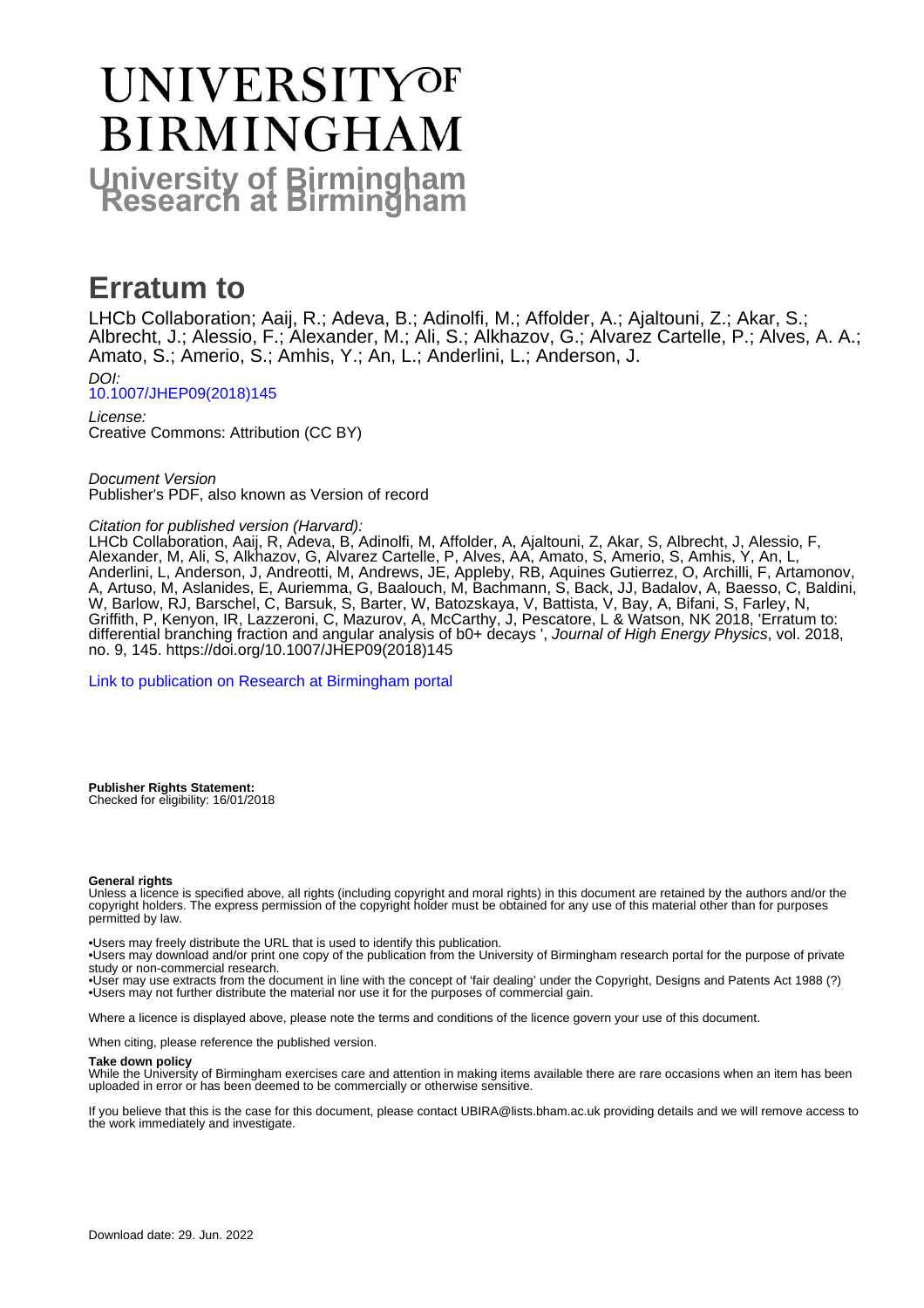# UNIVERSITY OF BIRMINGHAM

## University of Birmingham Research at Birmingham

# Erratum to

LHCb Collaboration; Aaij, R.; Adeva, B.; Adinolfi, M.; Affolder, A.; Ajaltouni, Z.; Akar, S.; Albrecht, J.; Alessio, F.; Alexander, M.; Ali, S.; Alkhazov, G.; Alvarez Cartelle, P.; Alves, A. A.; Amato, S.; Amerio, S.; Amhis, Y.; An, L.; Anderlini, L.; Anderson, J.

*DOI:*
[10.1007/JHEP09(2018)145](https://doi.org/10.1007/JHEP09(2018)145)

*License:*
Creative Commons: Attribution (CC BY)

*Document Version*
Publisher's PDF, also known as Version of record

*Citation for published version (Harvard):*
LHCb Collaboration, Aaij, R, Adeva, B, Adinolfi, M, Affolder, A, Ajaltouni, Z, Akar, S, Albrecht, J, Alessio, F, Alexander, M, Ali, S, Alkhazov, G, Alvarez Cartelle, P, Alves, AA, Amato, S, Amerio, S, Amhis, Y, An, L, Anderlini, L, Anderson, J, Andreotti, M, Andrews, JE, Appleby, RB, Aquines Gutierrez, O, Archilli, F, Artamonov, A, Artuso, M, Aslanides, E, Auriemma, G, Baalouch, M, Bachmann, S, Back, JJ, Badalov, A, Baesso, C, Baldini, W, Barlow, RJ, Barschel, C, Barsuk, S, Barter, W, Batozskaya, V, Battista, V, Bay, A, Bifani, S, Farley, N, Griffith, P, Kenyon, IR, Lazzeroni, C, Mazurov, A, McCarthy, J, Pescatore, L & Watson, NK 2018, 'Erratum to: differential branching fraction and angular analysis of b0+ decays ', *Journal of High Energy Physics*, vol. 2018, no. 9, 145. https://doi.org/10.1007/JHEP09(2018)145

[Link to publication on Research at Birmingham portal]

**Publisher Rights Statement:**
Checked for eligibility: 16/01/2018

**General rights**

Unless a licence is specified above, all rights (including copyright and moral rights) in this document are retained by the authors and/or the copyright holders. The express permission of the copyright holder must be obtained for any use of this material other than for purposes permitted by law.

- Users may freely distribute the URL that is used to identify this publication.
- Users may download and/or print one copy of the publication from the University of Birmingham research portal for the purpose of private study or non-commercial research.
- User may use extracts from the document in line with the concept of 'fair dealing' under the Copyright, Designs and Patents Act 1988 (?)
- Users may not further distribute the material nor use it for the purposes of commercial gain.

Where a licence is displayed above, please note the terms and conditions of the licence govern your use of this document.

When citing, please reference the published version.

**Take down policy**

While the University of Birmingham exercises care and attention in making items available there are rare occasions when an item has been uploaded in error or has been deemed to be commercially or otherwise sensitive.

If you believe that this is the case for this document, please contact UBIRA@lists.bham.ac.uk providing details and we will remove access to the work immediately and investigate.

Download date: 29. Jun. 2022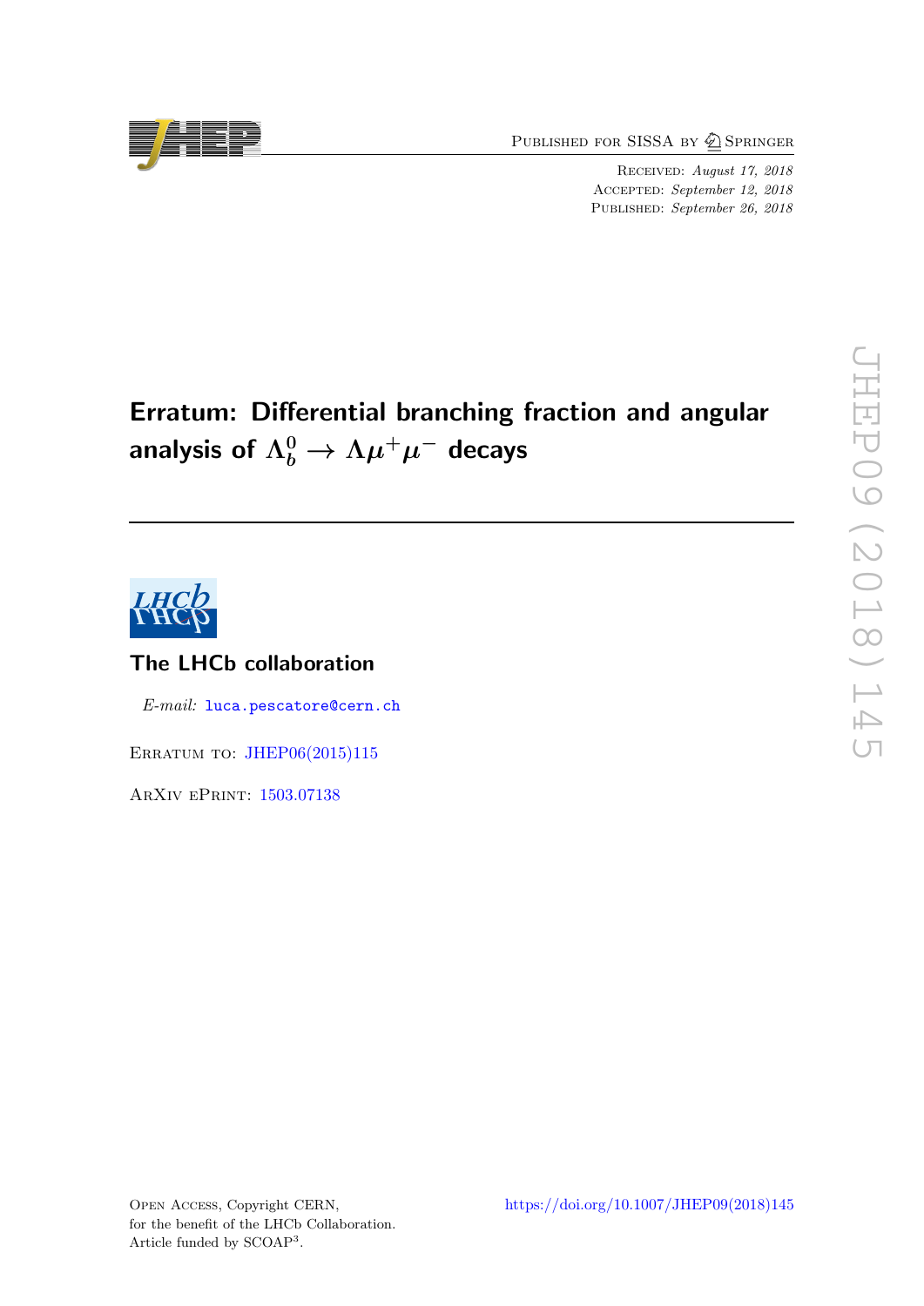# Erratum: Differential branching fraction and angular analysis of $\Lambda_b^0 \to \Lambda\mu^+\mu^-$ decays

## The LHCb collaboration

*E-mail:* luca.pescatore@cern.ch

Erratum to: JHEP06(2015)115

ArXiv ePrint: 1503.07138

Open Access, Copyright CERN,
for the benefit of the LHCb Collaboration.
Article funded by SCOAP[3].

https://doi.org/10.1007/JHEP09(2018)145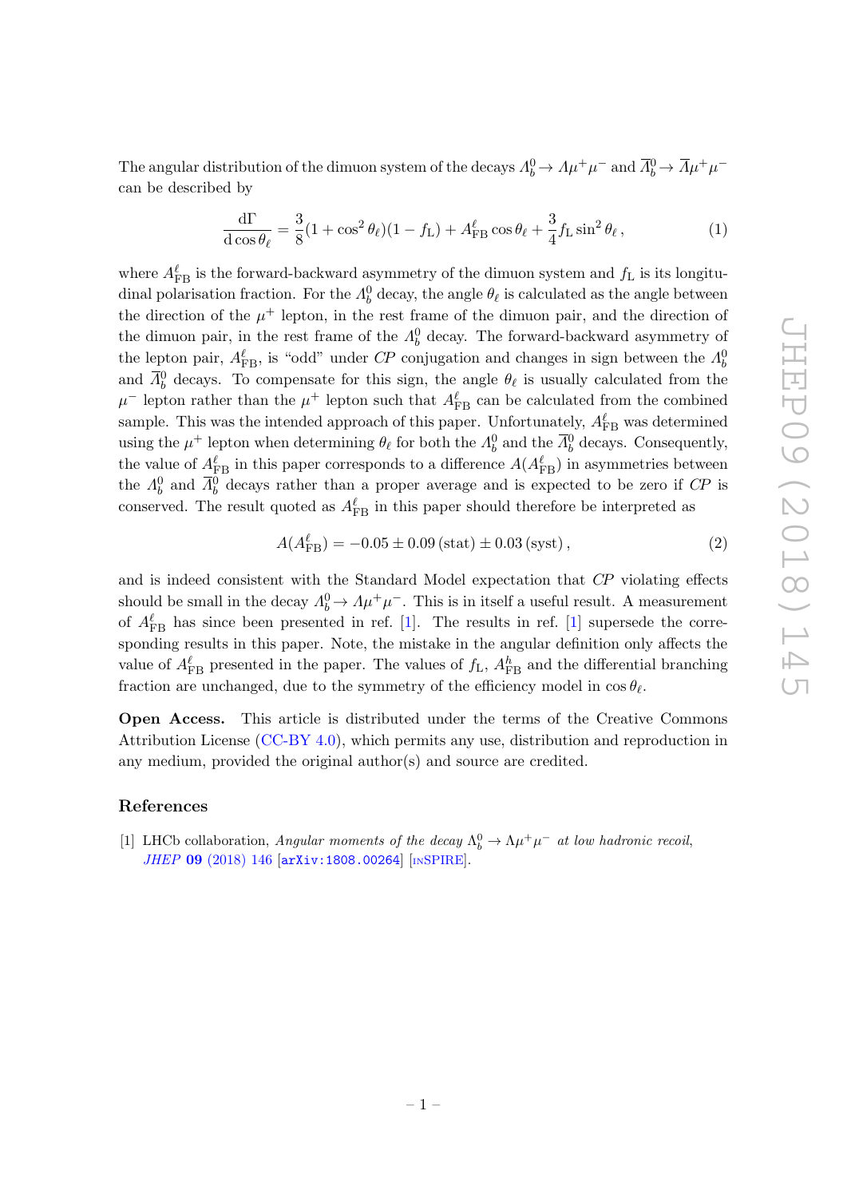The angular distribution of the dimuon system of the decays $\Lambda_b^0 \to \Lambda\mu^+\mu^-$ and $\overline{\Lambda}_b^0 \to \overline{\Lambda}\mu^+\mu^-$ can be described by

$$\frac{\mathrm{d}\Gamma}{\mathrm{d}\cos\theta_\ell} = \frac{3}{8}(1+\cos^2\theta_\ell)(1-f_\mathrm{L}) + A_\mathrm{FB}^\ell \cos\theta_\ell + \frac{3}{4} f_\mathrm{L} \sin^2\theta_\ell\,, \tag{1}$$

where $A_\mathrm{FB}^\ell$ is the forward-backward asymmetry of the dimuon system and $f_\mathrm{L}$ is its longitudinal polarisation fraction. For the $\Lambda_b^0$ decay, the angle $\theta_\ell$ is calculated as the angle between the direction of the $\mu^+$ lepton, in the rest frame of the dimuon pair, and the direction of the dimuon pair, in the rest frame of the $\Lambda_b^0$ decay. The forward-backward asymmetry of the lepton pair, $A_\mathrm{FB}^\ell$, is "odd" under *CP* conjugation and changes in sign between the $\Lambda_b^0$ and $\overline{\Lambda}_b^0$ decays. To compensate for this sign, the angle $\theta_\ell$ is usually calculated from the $\mu^-$ lepton rather than the $\mu^+$ lepton such that $A_\mathrm{FB}^\ell$ can be calculated from the combined sample. This was the intended approach of this paper. Unfortunately, $A_\mathrm{FB}^\ell$ was determined using the $\mu^+$ lepton when determining $\theta_\ell$ for both the $\Lambda_b^0$ and the $\overline{\Lambda}_b^0$ decays. Consequently, the value of $A_\mathrm{FB}^\ell$ in this paper corresponds to a difference $A(A_\mathrm{FB}^\ell)$ in asymmetries between the $\Lambda_b^0$ and $\overline{\Lambda}_b^0$ decays rather than a proper average and is expected to be zero if *CP* is conserved. The result quoted as $A_\mathrm{FB}^\ell$ in this paper should therefore be interpreted as

$$A(A_\mathrm{FB}^\ell) = -0.05 \pm 0.09\,(\mathrm{stat}) \pm 0.03\,(\mathrm{syst})\,, \tag{2}$$

and is indeed consistent with the Standard Model expectation that *CP* violating effects should be small in the decay $\Lambda_b^0 \to \Lambda\mu^+\mu^-$. This is in itself a useful result. A measurement of $A_\mathrm{FB}^\ell$ has since been presented in ref. [1]. The results in ref. [1] supersede the corresponding results in this paper. Note, the mistake in the angular definition only affects the value of $A_\mathrm{FB}^\ell$ presented in the paper. The values of $f_\mathrm{L}$, $A_\mathrm{FB}^h$ and the differential branching fraction are unchanged, due to the symmetry of the efficiency model in $\cos\theta_\ell$.

**Open Access.** This article is distributed under the terms of the Creative Commons Attribution License (CC-BY 4.0), which permits any use, distribution and reproduction in any medium, provided the original author(s) and source are credited.

## References

[1] LHCb collaboration, *Angular moments of the decay $\Lambda_b^0 \to \Lambda\mu^+\mu^-$ at low hadronic recoil*, *JHEP* **09** (2018) 146 [arXiv:1808.00264] [INSPIRE].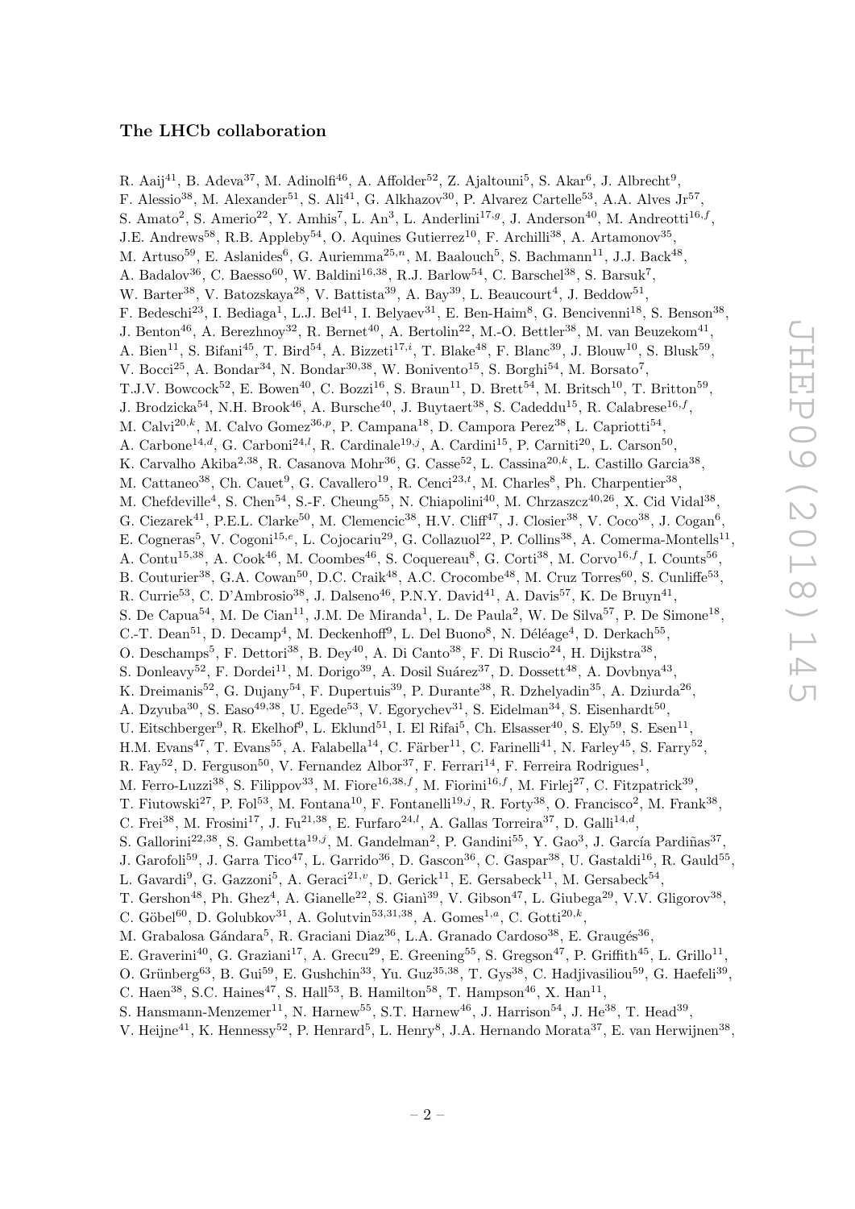## The LHCb collaboration

R. Aaij[41], B. Adeva[37], M. Adinolfi[46], A. Affolder[52], Z. Ajaltouni[5], S. Akar[6], J. Albrecht[9], F. Alessio[38], M. Alexander[51], S. Ali[41], G. Alkhazov[30], P. Alvarez Cartelle[53], A.A. Alves Jr[57], S. Amato[2], S. Amerio[22], Y. Amhis[7], L. An[3], L. Anderlini[17,g], J. Anderson[40], M. Andreotti[16,f], J.E. Andrews[58], R.B. Appleby[54], O. Aquines Gutierrez[10], F. Archilli[38], A. Artamonov[35], M. Artuso[59], E. Aslanides[6], G. Auriemma[25,n], M. Baalouch[5], S. Bachmann[11], J.J. Back[48], A. Badalov[36], C. Baesso[60], W. Baldini[16,38], R.J. Barlow[54], C. Barschel[38], S. Barsuk[7], W. Barter[38], V. Batozskaya[28], V. Battista[39], A. Bay[39], L. Beaucourt[4], J. Beddow[51], F. Bedeschi[23], I. Bediaga[1], L.J. Bel[41], I. Belyaev[31], E. Ben-Haim[8], G. Bencivenni[18], S. Benson[38], J. Benton[46], A. Berezhnoy[32], R. Bernet[40], A. Bertolin[22], M.-O. Bettler[38], M. van Beuzekom[41], A. Bien[11], S. Bifani[45], T. Bird[54], A. Bizzeti[17,i], T. Blake[48], F. Blanc[39], J. Blouw[10], S. Blusk[59], V. Bocci[25], A. Bondar[34], N. Bondar[30,38], W. Bonivento[15], S. Borghi[54], M. Borsato[7], T.J.V. Bowcock[52], E. Bowen[40], C. Bozzi[16], S. Braun[11], D. Brett[54], M. Britsch[10], T. Britton[59], J. Brodzicka[54], N.H. Brook[46], A. Bursche[40], J. Buytaert[38], S. Cadeddu[15], R. Calabrese[16,f], M. Calvi[20,k], M. Calvo Gomez[36,p], P. Campana[18], D. Campora Perez[38], L. Capriotti[54], A. Carbone[14,d], G. Carboni[24,l], R. Cardinale[19,j], A. Cardini[15], P. Carniti[20], L. Carson[50], K. Carvalho Akiba[2,38], R. Casanova Mohr[36], G. Casse[52], L. Cassina[20,k], L. Castillo Garcia[38], M. Cattaneo[38], Ch. Cauet[9], G. Cavallero[19], R. Cenci[23,t], M. Charles[8], Ph. Charpentier[38], M. Chefdeville[4], S. Chen[54], S.-F. Cheung[55], N. Chiapolini[40], M. Chrzaszcz[40,26], X. Cid Vidal[38], G. Ciezarek[41], P.E.L. Clarke[50], M. Clemencic[38], H.V. Cliff[47], J. Closier[38], V. Coco[38], J. Cogan[6], E. Cogneras[5], V. Cogoni[15,e], L. Cojocariu[29], G. Collazuol[22], P. Collins[38], A. Comerma-Montells[11], A. Contu[15,38], A. Cook[46], M. Coombes[46], S. Coquereau[8], G. Corti[38], M. Corvo[16,f], I. Counts[56], B. Couturier[38], G.A. Cowan[50], D.C. Craik[48], A.C. Crocombe[48], M. Cruz Torres[60], S. Cunliffe[53], R. Currie[53], C. D'Ambrosio[38], J. Dalseno[46], P.N.Y. David[41], A. Davis[57], K. De Bruyn[41], S. De Capua[54], M. De Cian[11], J.M. De Miranda[1], L. De Paula[2], W. De Silva[57], P. De Simone[18], C.-T. Dean[51], D. Decamp[4], M. Deckenhoff[9], L. Del Buono[8], N. Déléage[4], D. Derkach[55], O. Deschamps[5], F. Dettori[38], B. Dey[40], A. Di Canto[38], F. Di Ruscio[24], H. Dijkstra[38], S. Donleavy[52], F. Dordei[11], M. Dorigo[39], A. Dosil Suárez[37], D. Dossett[48], A. Dovbnya[43], K. Dreimanis[52], G. Dujany[54], F. Dupertuis[39], P. Durante[38], R. Dzhelyadin[35], A. Dziurda[26], A. Dzyuba[30], S. Easo[49,38], U. Egede[53], V. Egorychev[31], S. Eidelman[34], S. Eisenhardt[50], U. Eitschberger[9], R. Ekelhof[9], L. Eklund[51], I. El Rifai[5], Ch. Elsasser[40], S. Ely[59], S. Esen[11], H.M. Evans[47], T. Evans[55], A. Falabella[14], C. Färber[11], C. Farinelli[41], N. Farley[45], S. Farry[52], R. Fay[52], D. Ferguson[50], V. Fernandez Albor[37], F. Ferrari[14], F. Ferreira Rodrigues[1], M. Ferro-Luzzi[38], S. Filippov[33], M. Fiore[16,38,f], M. Fiorini[16,f], M. Firlej[27], C. Fitzpatrick[39], T. Fiutowski[27], P. Fol[53], M. Fontana[10], F. Fontanelli[19,j], R. Forty[38], O. Francisco[2], M. Frank[38], C. Frei[38], M. Frosini[17], J. Fu[21,38], E. Furfaro[24,l], A. Gallas Torreira[37], D. Galli[14,d], S. Gallorini[22,38], S. Gambetta[19,j], M. Gandelman[2], P. Gandini[55], Y. Gao[3], J. García Pardiñas[37], J. Garofoli[59], J. Garra Tico[47], L. Garrido[36], D. Gascon[36], C. Gaspar[38], U. Gastaldi[16], R. Gauld[55], L. Gavardi[9], G. Gazzoni[5], A. Geraci[21,v], D. Gerick[11], E. Gersabeck[11], M. Gersabeck[54], T. Gershon[48], Ph. Ghez[4], A. Gianelle[22], S. Gianì[39], V. Gibson[47], L. Giubega[29], V.V. Gligorov[38], C. Göbel[60], D. Golubkov[31], A. Golutvin[53,31,38], A. Gomes[1,a], C. Gotti[20,k], M. Grabalosa Gándara[5], R. Graciani Diaz[36], L.A. Granado Cardoso[38], E. Graugés[36], E. Graverini[40], G. Graziani[17], A. Grecu[29], E. Greening[55], S. Gregson[47], P. Griffith[45], L. Grillo[11], O. Grünberg[63], B. Gui[59], E. Gushchin[33], Yu. Guz[35,38], T. Gys[38], C. Hadjivasiliou[59], G. Haefeli[39], C. Haen[38], S.C. Haines[47], S. Hall[53], B. Hamilton[58], T. Hampson[46], X. Han[11], S. Hansmann-Menzemer[11], N. Harnew[55], S.T. Harnew[46], J. Harrison[54], J. He[38], T. Head[39], V. Heijne[41], K. Hennessy[52], P. Henrard[5], L. Henry[8], J.A. Hernando Morata[37], E. van Herwijnen[38],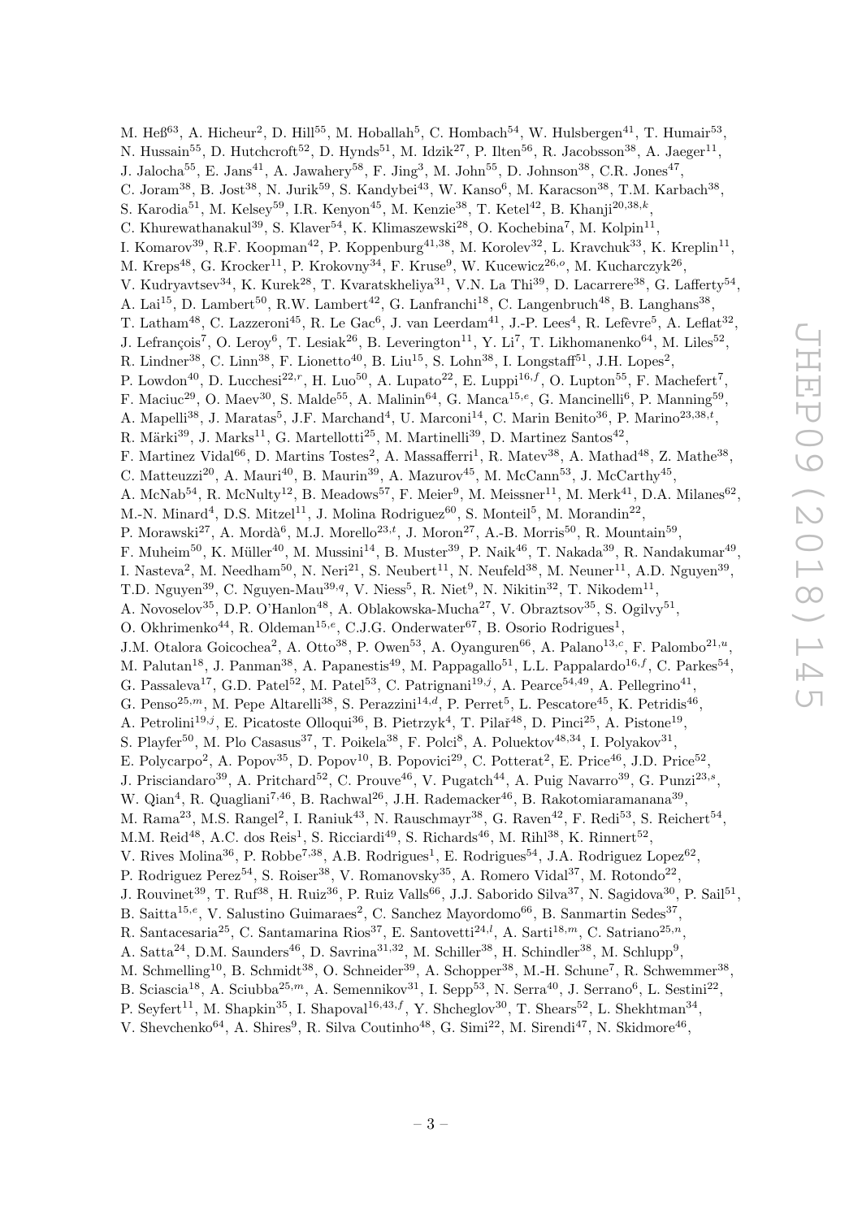M. Heß[63], A. Hicheur[2], D. Hill[55], M. Hoballah[5], C. Hombach[54], W. Hulsbergen[41], T. Humair[53], N. Hussain[55], D. Hutchcroft[52], D. Hynds[51], M. Idzik[27], P. Ilten[56], R. Jacobsson[38], A. Jaeger[11], J. Jalocha[55], E. Jans[41], A. Jawahery[58], F. Jing[3], M. John[55], D. Johnson[38], C.R. Jones[47], C. Joram[38], B. Jost[38], N. Jurik[59], S. Kandybei[43], W. Kanso[6], M. Karacson[38], T.M. Karbach[38], S. Karodia[51], M. Kelsey[59], I.R. Kenyon[45], M. Kenzie[38], T. Ketel[42], B. Khanji[20,38,k], C. Khurewathanakul[39], S. Klaver[54], K. Klimaszewski[28], O. Kochebina[7], M. Kolpin[11], I. Komarov[39], R.F. Koopman[42], P. Koppenburg[41,38], M. Korolev[32], L. Kravchuk[33], K. Kreplin[11], M. Kreps[48], G. Krocker[11], P. Krokovny[34], F. Kruse[9], W. Kucewicz[26,o], M. Kucharczyk[26], V. Kudryavtsev[34], K. Kurek[28], T. Kvaratskheliya[31], V.N. La Thi[39], D. Lacarrere[38], G. Lafferty[54], A. Lai[15], D. Lambert[50], R.W. Lambert[42], G. Lanfranchi[18], C. Langenbruch[48], B. Langhans[38], T. Latham[48], C. Lazzeroni[45], R. Le Gac[6], J. van Leerdam[41], J.-P. Lees[4], R. Lefèvre[5], A. Leflat[32], J. Lefrançois[7], O. Leroy[6], T. Lesiak[26], B. Leverington[11], Y. Li[7], T. Likhomanenko[64], M. Liles[52], R. Lindner[38], C. Linn[38], F. Lionetto[40], B. Liu[15], S. Lohn[38], I. Longstaff[51], J.H. Lopes[2], P. Lowdon[40], D. Lucchesi[22,r], H. Luo[50], A. Lupato[22], E. Luppi[16,f], O. Lupton[55], F. Machefert[7], F. Maciuc[29], O. Maev[30], S. Malde[55], A. Malinin[64], G. Manca[15,e], G. Mancinelli[6], P. Manning[59], A. Mapelli[38], J. Maratas[5], J.F. Marchand[4], U. Marconi[14], C. Marin Benito[36], P. Marino[23,38,t], R. Märki[39], J. Marks[11], G. Martellotti[25], M. Martinelli[39], D. Martinez Santos[42], F. Martinez Vidal[66], D. Martins Tostes[2], A. Massafferri[1], R. Matev[38], A. Mathad[48], Z. Mathe[38], C. Matteuzzi[20], A. Mauri[40], B. Maurin[39], A. Mazurov[45], M. McCann[53], J. McCarthy[45], A. McNab[54], R. McNulty[12], B. Meadows[57], F. Meier[9], M. Meissner[11], M. Merk[41], D.A. Milanes[62], M.-N. Minard[4], D.S. Mitzel[11], J. Molina Rodriguez[60], S. Monteil[5], M. Morandin[22], P. Morawski[27], A. Mordà[6], M.J. Morello[23,t], J. Moron[27], A.-B. Morris[50], R. Mountain[59], F. Muheim[50], K. Müller[40], M. Mussini[14], B. Muster[39], P. Naik[46], T. Nakada[39], R. Nandakumar[49], I. Nasteva[2], M. Needham[50], N. Neri[21], S. Neubert[11], N. Neufeld[38], M. Neuner[11], A.D. Nguyen[39], T.D. Nguyen[39], C. Nguyen-Mau[39,q], V. Niess[5], R. Niet[9], N. Nikitin[32], T. Nikodem[11], A. Novoselov[35], D.P. O'Hanlon[48], A. Oblakowska-Mucha[27], V. Obraztsov[35], S. Ogilvy[51], O. Okhrimenko[44], R. Oldeman[15,e], C.J.G. Onderwater[67], B. Osorio Rodrigues[1], J.M. Otalora Goicochea[2], A. Otto[38], P. Owen[53], A. Oyanguren[66], A. Palano[13,c], F. Palombo[21,u], M. Palutan[18], J. Panman[38], A. Papanestis[49], M. Pappagallo[51], L.L. Pappalardo[16,f], C. Parkes[54], G. Passaleva[17], G.D. Patel[52], M. Patel[53], C. Patrignani[19,j], A. Pearce[54,49], A. Pellegrino[41], G. Penso[25,m], M. Pepe Altarelli[38], S. Perazzini[14,d], P. Perret[5], L. Pescatore[45], K. Petridis[46], A. Petrolini[19,j], E. Picatoste Olloqui[36], B. Pietrzyk[4], T. Pilař[48], D. Pinci[25], A. Pistone[19], S. Playfer[50], M. Plo Casasus[37], T. Poikela[38], F. Polci[8], A. Poluektov[48,34], I. Polyakov[31], E. Polycarpo[2], A. Popov[35], D. Popov[10], B. Popovici[29], C. Potterat[2], E. Price[46], J.D. Price[52], J. Prisciandaro[39], A. Pritchard[52], C. Prouve[46], V. Pugatch[44], A. Puig Navarro[39], G. Punzi[23,s], W. Qian[4], R. Quagliani[7,46], B. Rachwal[26], J.H. Rademacker[46], B. Rakotomiaramanana[39], M. Rama[23], M.S. Rangel[2], I. Raniuk[43], N. Rauschmayr[38], G. Raven[42], F. Redi[53], S. Reichert[54], M.M. Reid[48], A.C. dos Reis[1], S. Ricciardi[49], S. Richards[46], M. Rihl[38], K. Rinnert[52], V. Rives Molina[36], P. Robbe[7,38], A.B. Rodrigues[1], E. Rodrigues[54], J.A. Rodriguez Lopez[62], P. Rodriguez Perez[54], S. Roiser[38], V. Romanovsky[35], A. Romero Vidal[37], M. Rotondo[22], J. Rouvinet[39], T. Ruf[38], H. Ruiz[36], P. Ruiz Valls[66], J.J. Saborido Silva[37], N. Sagidova[30], P. Sail[51], B. Saitta[15,e], V. Salustino Guimaraes[2], C. Sanchez Mayordomo[66], B. Sanmartin Sedes[37], R. Santacesaria[25], C. Santamarina Rios[37], E. Santovetti[24,l], A. Sarti[18,m], C. Satriano[25,n], A. Satta[24], D.M. Saunders[46], D. Savrina[31,32], M. Schiller[38], H. Schindler[38], M. Schlupp[9], M. Schmelling[10], B. Schmidt[38], O. Schneider[39], A. Schopper[38], M.-H. Schune[7], R. Schwemmer[38], B. Sciascia[18], A. Sciubba[25,m], A. Semennikov[31], I. Sepp[53], N. Serra[40], J. Serrano[6], L. Sestini[22], P. Seyfert[11], M. Shapkin[35], I. Shapoval[16,43,f], Y. Shcheglov[30], T. Shears[52], L. Shekhtman[34], V. Shevchenko[64], A. Shires[9], R. Silva Coutinho[48], G. Simi[22], M. Sirendi[47], N. Skidmore[46],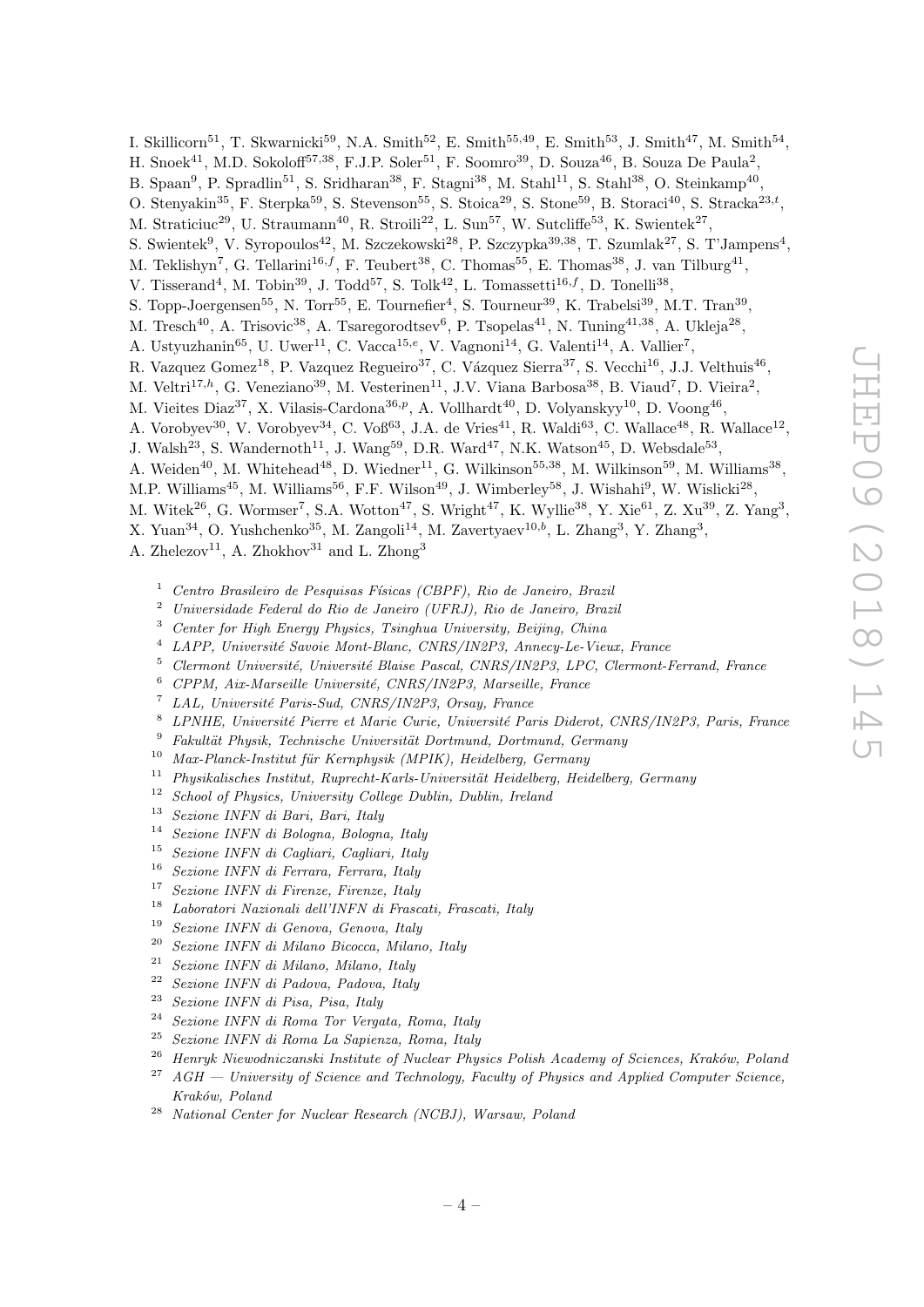I. Skillicorn[51], T. Skwarnicki[59], N.A. Smith[52], E. Smith[55,49], E. Smith[53], J. Smith[47], M. Smith[54], H. Snoek[41], M.D. Sokoloff[57,38], F.J.P. Soler[51], F. Soomro[39], D. Souza[46], B. Souza De Paula[2], B. Spaan[9], P. Spradlin[51], S. Sridharan[38], F. Stagni[38], M. Stahl[11], S. Stahl[38], O. Steinkamp[40], O. Stenyakin[35], F. Sterpka[59], S. Stevenson[55], S. Stoica[29], S. Stone[59], B. Storaci[40], S. Stracka[23,t], M. Straticiuc[29], U. Straumann[40], R. Stroili[22], L. Sun[57], W. Sutcliffe[53], K. Swientek[27], S. Swientek[9], V. Syropoulos[42], M. Szczekowski[28], P. Szczypka[39,38], T. Szumlak[27], S. T'Jampens[4], M. Teklishyn[7], G. Tellarini[16,f], F. Teubert[38], C. Thomas[55], E. Thomas[38], J. van Tilburg[41], V. Tisserand[4], M. Tobin[39], J. Todd[57], S. Tolk[42], L. Tomassetti[16,f], D. Tonelli[38], S. Topp-Joergensen[55], N. Torr[55], E. Tournefier[4], S. Tourneur[39], K. Trabelsi[39], M.T. Tran[39], M. Tresch[40], A. Trisovic[38], A. Tsaregorodtsev[6], P. Tsopelas[41], N. Tuning[41,38], A. Ukleja[28], A. Ustyuzhanin[65], U. Uwer[11], C. Vacca[15,e], V. Vagnoni[14], G. Valenti[14], A. Vallier[7], R. Vazquez Gomez[18], P. Vazquez Regueiro[37], C. Vázquez Sierra[37], S. Vecchi[16], J.J. Velthuis[46], M. Veltri[17,h], G. Veneziano[39], M. Vesterinen[11], J.V. Viana Barbosa[38], B. Viaud[7], D. Vieira[2], M. Vieites Diaz[37], X. Vilasis-Cardona[36,p], A. Vollhardt[40], D. Volyanskyy[10], D. Voong[46], A. Vorobyev[30], V. Vorobyev[34], C. Voß[63], J.A. de Vries[41], R. Waldi[63], C. Wallace[48], R. Wallace[12], J. Walsh[23], S. Wandernoth[11], J. Wang[59], D.R. Ward[47], N.K. Watson[45], D. Websdale[53], A. Weiden[40], M. Whitehead[48], D. Wiedner[11], G. Wilkinson[55,38], M. Wilkinson[59], M. Williams[38], M.P. Williams[45], M. Williams[56], F.F. Wilson[49], J. Wimberley[58], J. Wishahi[9], W. Wislicki[28], M. Witek[26], G. Wormser[7], S.A. Wotton[47], S. Wright[47], K. Wyllie[38], Y. Xie[61], Z. Xu[39], Z. Yang[3], X. Yuan[34], O. Yushchenko[35], M. Zangoli[14], M. Zavertyaev[10,b], L. Zhang[3], Y. Zhang[3], A. Zhelezov[11], A. Zhokhov[31] and L. Zhong[3]

[1] *Centro Brasileiro de Pesquisas Físicas (CBPF), Rio de Janeiro, Brazil*
[2] *Universidade Federal do Rio de Janeiro (UFRJ), Rio de Janeiro, Brazil*
[3] *Center for High Energy Physics, Tsinghua University, Beijing, China*
[4] *LAPP, Université Savoie Mont-Blanc, CNRS/IN2P3, Annecy-Le-Vieux, France*
[5] *Clermont Université, Université Blaise Pascal, CNRS/IN2P3, LPC, Clermont-Ferrand, France*
[6] *CPPM, Aix-Marseille Université, CNRS/IN2P3, Marseille, France*
[7] *LAL, Université Paris-Sud, CNRS/IN2P3, Orsay, France*
[8] *LPNHE, Université Pierre et Marie Curie, Université Paris Diderot, CNRS/IN2P3, Paris, France*
[9] *Fakultät Physik, Technische Universität Dortmund, Dortmund, Germany*
[10] *Max-Planck-Institut für Kernphysik (MPIK), Heidelberg, Germany*
[11] *Physikalisches Institut, Ruprecht-Karls-Universität Heidelberg, Heidelberg, Germany*
[12] *School of Physics, University College Dublin, Dublin, Ireland*
[13] *Sezione INFN di Bari, Bari, Italy*
[14] *Sezione INFN di Bologna, Bologna, Italy*
[15] *Sezione INFN di Cagliari, Cagliari, Italy*
[16] *Sezione INFN di Ferrara, Ferrara, Italy*
[17] *Sezione INFN di Firenze, Firenze, Italy*
[18] *Laboratori Nazionali dell'INFN di Frascati, Frascati, Italy*
[19] *Sezione INFN di Genova, Genova, Italy*
[20] *Sezione INFN di Milano Bicocca, Milano, Italy*
[21] *Sezione INFN di Milano, Milano, Italy*
[22] *Sezione INFN di Padova, Padova, Italy*
[23] *Sezione INFN di Pisa, Pisa, Italy*
[24] *Sezione INFN di Roma Tor Vergata, Roma, Italy*
[25] *Sezione INFN di Roma La Sapienza, Roma, Italy*
[26] *Henryk Niewodniczanski Institute of Nuclear Physics Polish Academy of Sciences, Kraków, Poland*
[27] *AGH — University of Science and Technology, Faculty of Physics and Applied Computer Science, Kraków, Poland*
[28] *National Center for Nuclear Research (NCBJ), Warsaw, Poland*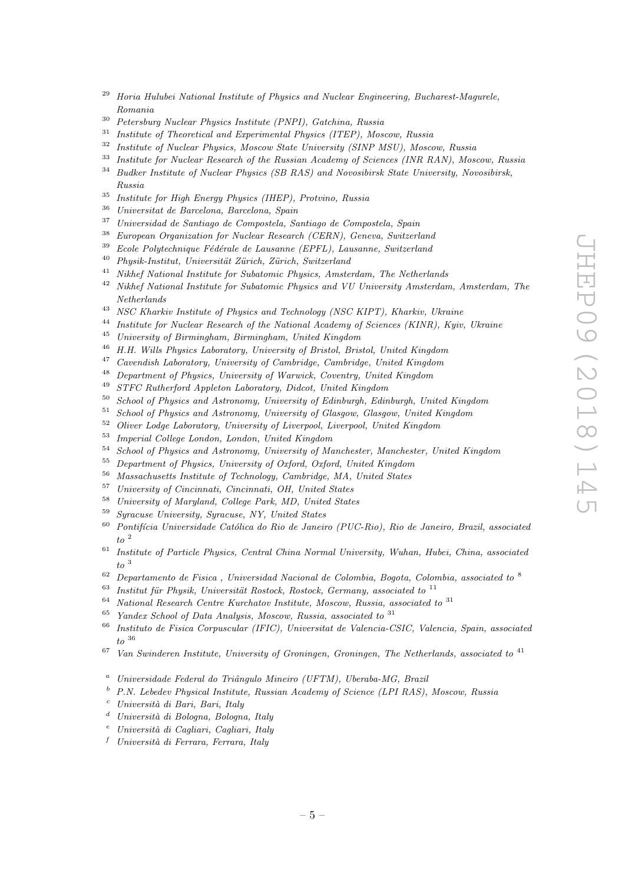[29] Horia Hulubei National Institute of Physics and Nuclear Engineering, Bucharest-Magurele, Romania

[30] Petersburg Nuclear Physics Institute (PNPI), Gatchina, Russia

[31] Institute of Theoretical and Experimental Physics (ITEP), Moscow, Russia

[32] Institute of Nuclear Physics, Moscow State University (SINP MSU), Moscow, Russia

[33] Institute for Nuclear Research of the Russian Academy of Sciences (INR RAN), Moscow, Russia

[34] Budker Institute of Nuclear Physics (SB RAS) and Novosibirsk State University, Novosibirsk, Russia

[35] Institute for High Energy Physics (IHEP), Protvino, Russia

[36] Universitat de Barcelona, Barcelona, Spain

[37] Universidad de Santiago de Compostela, Santiago de Compostela, Spain

[38] European Organization for Nuclear Research (CERN), Geneva, Switzerland

[39] Ecole Polytechnique Fédérale de Lausanne (EPFL), Lausanne, Switzerland

[40] Physik-Institut, Universität Zürich, Zürich, Switzerland

[41] Nikhef National Institute for Subatomic Physics, Amsterdam, The Netherlands

[42] Nikhef National Institute for Subatomic Physics and VU University Amsterdam, Amsterdam, The Netherlands

[43] NSC Kharkiv Institute of Physics and Technology (NSC KIPT), Kharkiv, Ukraine

[44] Institute for Nuclear Research of the National Academy of Sciences (KINR), Kyiv, Ukraine

[45] University of Birmingham, Birmingham, United Kingdom

[46] H.H. Wills Physics Laboratory, University of Bristol, Bristol, United Kingdom

[47] Cavendish Laboratory, University of Cambridge, Cambridge, United Kingdom

[48] Department of Physics, University of Warwick, Coventry, United Kingdom

[49] STFC Rutherford Appleton Laboratory, Didcot, United Kingdom

[50] School of Physics and Astronomy, University of Edinburgh, Edinburgh, United Kingdom

[51] School of Physics and Astronomy, University of Glasgow, Glasgow, United Kingdom

[52] Oliver Lodge Laboratory, University of Liverpool, Liverpool, United Kingdom

[53] Imperial College London, London, United Kingdom

[54] School of Physics and Astronomy, University of Manchester, Manchester, United Kingdom

[55] Department of Physics, University of Oxford, Oxford, United Kingdom

[56] Massachusetts Institute of Technology, Cambridge, MA, United States

[57] University of Cincinnati, Cincinnati, OH, United States

[58] University of Maryland, College Park, MD, United States

[59] Syracuse University, Syracuse, NY, United States

[60] Pontifícia Universidade Católica do Rio de Janeiro (PUC-Rio), Rio de Janeiro, Brazil, associated to [2]

[61] Institute of Particle Physics, Central China Normal University, Wuhan, Hubei, China, associated to [3]

[62] Departamento de Fisica , Universidad Nacional de Colombia, Bogota, Colombia, associated to [8]

[63] Institut für Physik, Universität Rostock, Rostock, Germany, associated to [11]

[64] National Research Centre Kurchatov Institute, Moscow, Russia, associated to [31]

[65] Yandex School of Data Analysis, Moscow, Russia, associated to [31]

[66] Instituto de Fisica Corpuscular (IFIC), Universitat de Valencia-CSIC, Valencia, Spain, associated to [36]

[67] Van Swinderen Institute, University of Groningen, Groningen, The Netherlands, associated to [41]

[a] Universidade Federal do Triângulo Mineiro (UFTM), Uberaba-MG, Brazil

[b] P.N. Lebedev Physical Institute, Russian Academy of Science (LPI RAS), Moscow, Russia

[c] Università di Bari, Bari, Italy

[d] Università di Bologna, Bologna, Italy

[e] Università di Cagliari, Cagliari, Italy

[f] Università di Ferrara, Ferrara, Italy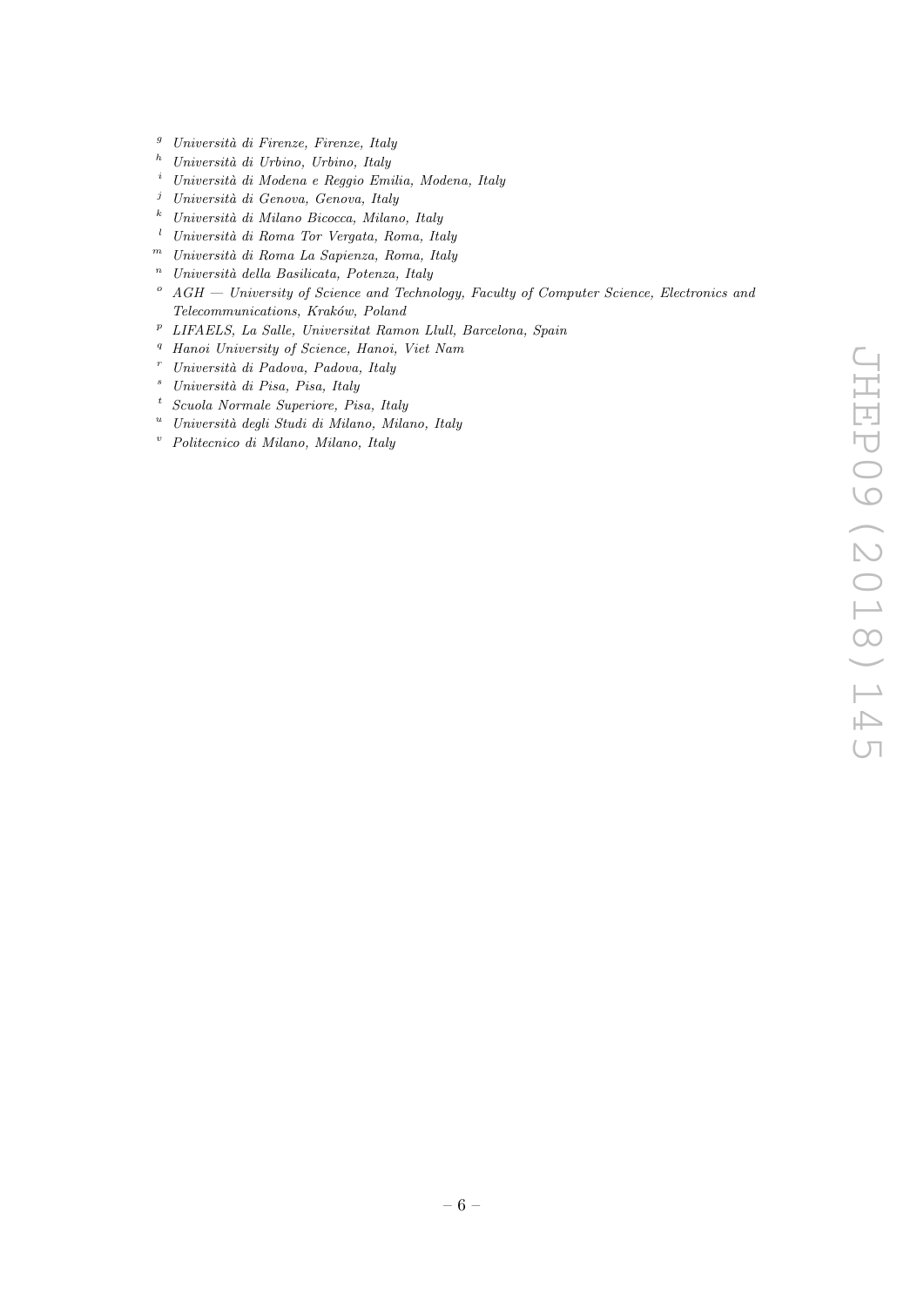[g] *Università di Firenze, Firenze, Italy*
[h] *Università di Urbino, Urbino, Italy*
[i] *Università di Modena e Reggio Emilia, Modena, Italy*
[j] *Università di Genova, Genova, Italy*
[k] *Università di Milano Bicocca, Milano, Italy*
[l] *Università di Roma Tor Vergata, Roma, Italy*
[m] *Università di Roma La Sapienza, Roma, Italy*
[n] *Università della Basilicata, Potenza, Italy*
[o] *AGH — University of Science and Technology, Faculty of Computer Science, Electronics and Telecommunications, Kraków, Poland*
[p] *LIFAELS, La Salle, Universitat Ramon Llull, Barcelona, Spain*
[q] *Hanoi University of Science, Hanoi, Viet Nam*
[r] *Università di Padova, Padova, Italy*
[s] *Università di Pisa, Pisa, Italy*
[t] *Scuola Normale Superiore, Pisa, Italy*
[u] *Università degli Studi di Milano, Milano, Italy*
[v] *Politecnico di Milano, Milano, Italy*